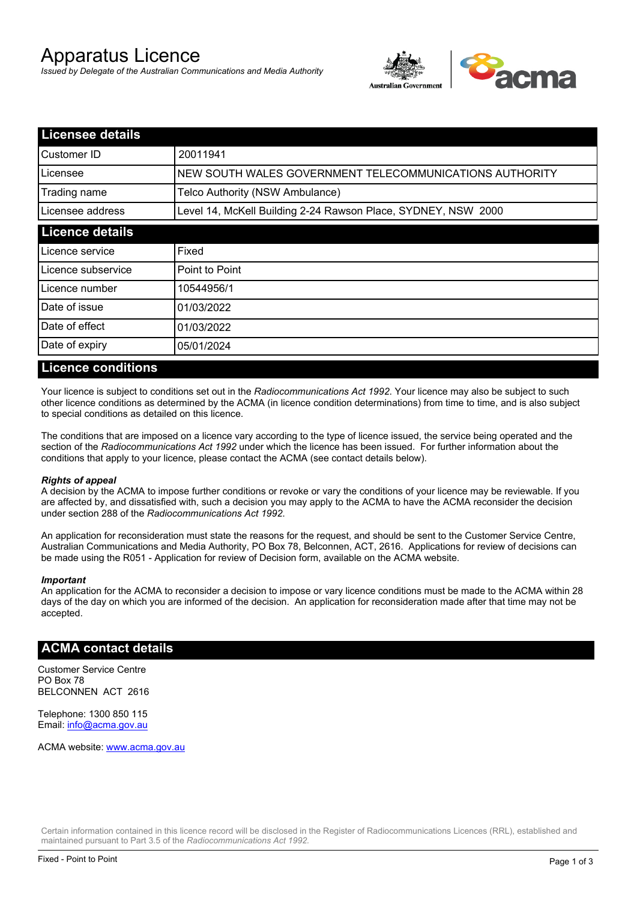# Apparatus Licence

*Issued by Delegate of the Australian Communications and Media Authority*

## Licensee details

| | |
|---|---|
| Customer ID | 20011941 |
| Licensee | NEW SOUTH WALES GOVERNMENT TELECOMMUNICATIONS AUTHORITY |
| Trading name | Telco Authority (NSW Ambulance) |
| Licensee address | Level 14, McKell Building 2-24 Rawson Place, SYDNEY, NSW 2000 |

## Licence details

| | |
|---|---|
| Licence service | Fixed |
| Licence subservice | Point to Point |
| Licence number | 10544956/1 |
| Date of issue | 01/03/2022 |
| Date of effect | 01/03/2022 |
| Date of expiry | 05/01/2024 |

## Licence conditions

Your licence is subject to conditions set out in the *Radiocommunications Act 1992*. Your licence may also be subject to such other licence conditions as determined by the ACMA (in licence condition determinations) from time to time, and is also subject to special conditions as detailed on this licence.

The conditions that are imposed on a licence vary according to the type of licence issued, the service being operated and the section of the *Radiocommunications Act 1992* under which the licence has been issued. For further information about the conditions that apply to your licence, please contact the ACMA (see contact details below).

***Rights of appeal***

A decision by the ACMA to impose further conditions or revoke or vary the conditions of your licence may be reviewable. If you are affected by, and dissatisfied with, such a decision you may apply to the ACMA to have the ACMA reconsider the decision under section 288 of the *Radiocommunications Act 1992*.

An application for reconsideration must state the reasons for the request, and should be sent to the Customer Service Centre, Australian Communications and Media Authority, PO Box 78, Belconnen, ACT, 2616. Applications for review of decisions can be made using the R051 - Application for review of Decision form, available on the ACMA website.

***Important***

An application for the ACMA to reconsider a decision to impose or vary licence conditions must be made to the ACMA within 28 days of the day on which you are informed of the decision. An application for reconsideration made after that time may not be accepted.

## ACMA contact details

Customer Service Centre
PO Box 78
BELCONNEN ACT 2616

Telephone: 1300 850 115
Email: info@acma.gov.au

ACMA website: www.acma.gov.au

Certain information contained in this licence record will be disclosed in the Register of Radiocommunications Licences (RRL), established and maintained pursuant to Part 3.5 of the *Radiocommunications Act 1992.*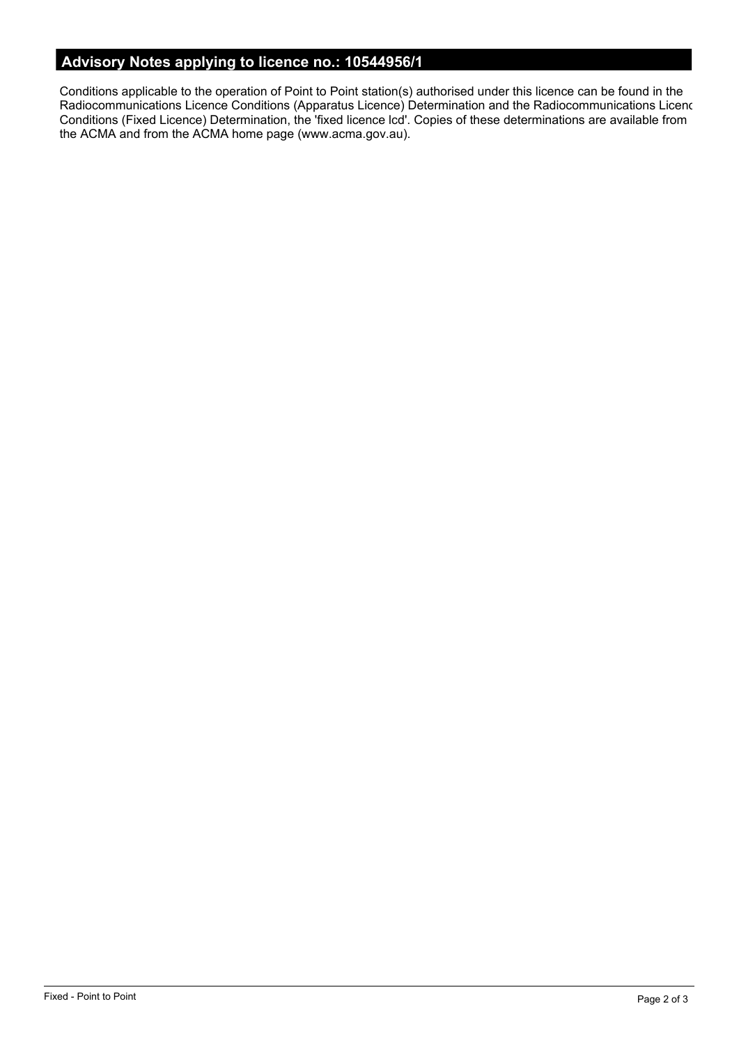## Advisory Notes applying to licence no.: 10544956/1

Conditions applicable to the operation of Point to Point station(s) authorised under this licence can be found in the Radiocommunications Licence Conditions (Apparatus Licence) Determination and the Radiocommunications Licenc Conditions (Fixed Licence) Determination, the 'fixed licence lcd'. Copies of these determinations are available from the ACMA and from the ACMA home page (www.acma.gov.au).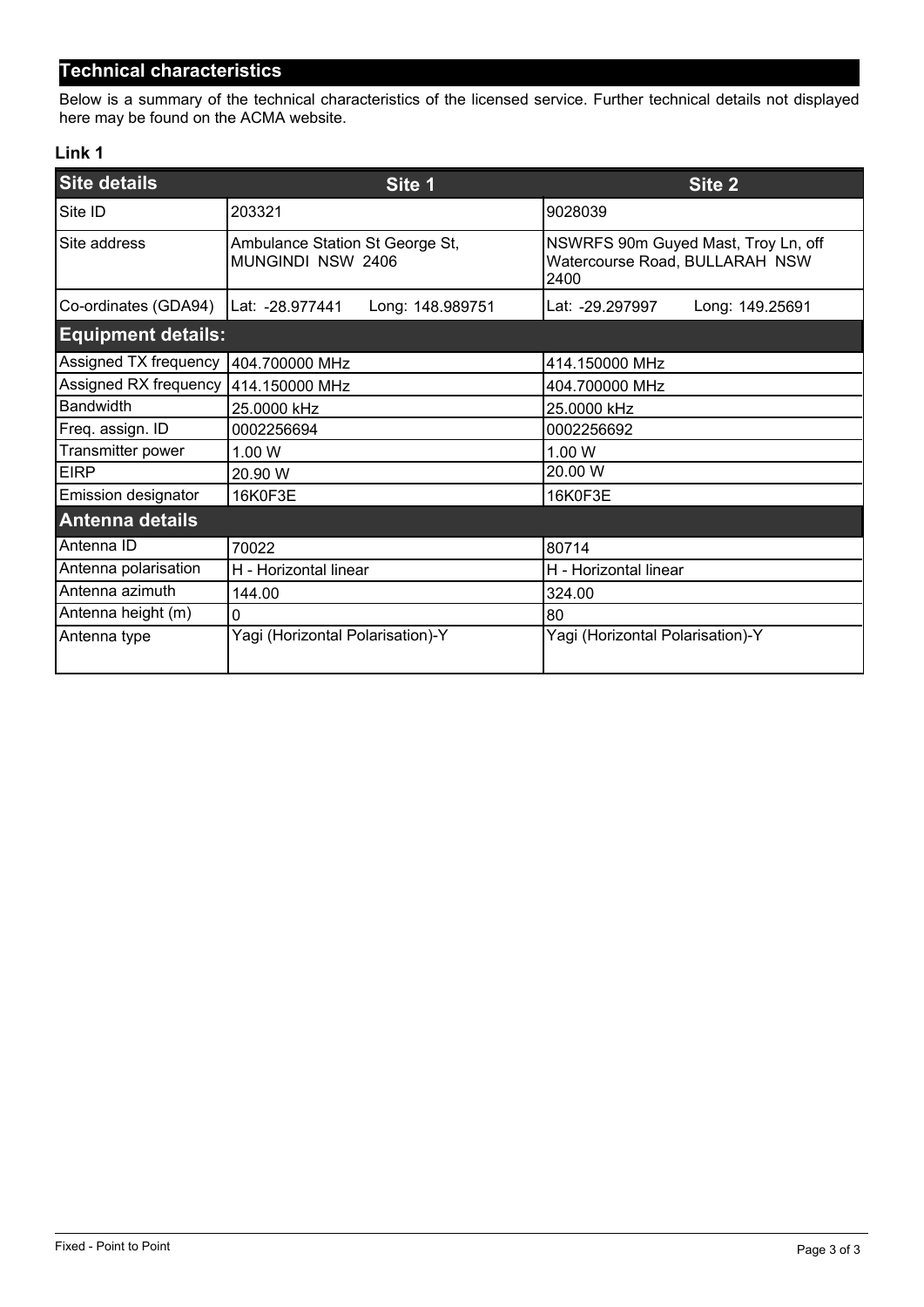## Technical characteristics

Below is a summary of the technical characteristics of the licensed service. Further technical details not displayed here may be found on the ACMA website.

### Link 1

| Site details | Site 1 | Site 2 |
|---|---|---|
| Site ID | 203321 | 9028039 |
| Site address | Ambulance Station St George St, MUNGINDI NSW 2406 | NSWRFS 90m Guyed Mast, Troy Ln, off Watercourse Road, BULLARAH NSW 2400 |
| Co-ordinates (GDA94) | Lat: -28.977441 Long: 148.989751 | Lat: -29.297997 Long: 149.25691 |
| **Equipment details:** | | |
| Assigned TX frequency | 404.700000 MHz | 414.150000 MHz |
| Assigned RX frequency | 414.150000 MHz | 404.700000 MHz |
| Bandwidth | 25.0000 kHz | 25.0000 kHz |
| Freq. assign. ID | 0002256694 | 0002256692 |
| Transmitter power | 1.00 W | 1.00 W |
| EIRP | 20.90 W | 20.00 W |
| Emission designator | 16K0F3E | 16K0F3E |
| **Antenna details** | | |
| Antenna ID | 70022 | 80714 |
| Antenna polarisation | H - Horizontal linear | H - Horizontal linear |
| Antenna azimuth | 144.00 | 324.00 |
| Antenna height (m) | 0 | 80 |
| Antenna type | Yagi (Horizontal Polarisation)-Y | Yagi (Horizontal Polarisation)-Y |

Fixed - Point to Point